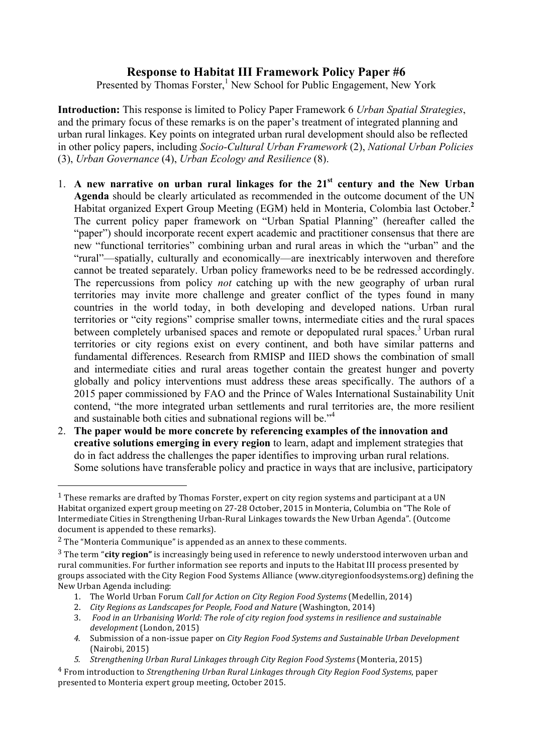# Response to Habitat III Framework Policy Paper #6

Presented by Thomas Forster,[1] New School for Public Engagement, New York

**Introduction:** This response is limited to Policy Paper Framework 6 *Urban Spatial Strategies*, and the primary focus of these remarks is on the paper's treatment of integrated planning and urban rural linkages. Key points on integrated urban rural development should also be reflected in other policy papers, including *Socio-Cultural Urban Framework* (2), *National Urban Policies* (3), *Urban Governance* (4), *Urban Ecology and Resilience* (8).

1. **A new narrative on urban rural linkages for the 21st century and the New Urban Agenda** should be clearly articulated as recommended in the outcome document of the UN Habitat organized Expert Group Meeting (EGM) held in Monteria, Colombia last October.**[2]** The current policy paper framework on "Urban Spatial Planning" (hereafter called the "paper") should incorporate recent expert academic and practitioner consensus that there are new "functional territories" combining urban and rural areas in which the "urban" and the "rural"—spatially, culturally and economically—are inextricably interwoven and therefore cannot be treated separately. Urban policy frameworks need to be redressed accordingly. The repercussions from policy *not* catching up with the new geography of urban rural territories may invite more challenge and greater conflict of the types found in many countries in the world today, in both developing and developed nations. Urban rural territories or "city regions" comprise smaller towns, intermediate cities and the rural spaces between completely urbanised spaces and remote or depopulated rural spaces.[3] Urban rural territories or city regions exist on every continent, and both have similar patterns and fundamental differences. Research from RMISP and IIED shows the combination of small and intermediate cities and rural areas together contain the greatest hunger and poverty globally and policy interventions must address these areas specifically. The authors of a 2015 paper commissioned by FAO and the Prince of Wales International Sustainability Unit contend, "the more integrated urban settlements and rural territories are, the more resilient and sustainable both cities and subnational regions will be."[4]
2. **The paper would be more concrete by referencing examples of the innovation and creative solutions emerging in every region** to learn, adapt and implement strategies that do in fact address the challenges the paper identifies to improving urban rural relations. Some solutions have transferable policy and practice in ways that are inclusive, participatory

---

[1] These remarks are drafted by Thomas Forster, expert on city region systems and participant at a UN Habitat organized expert group meeting on 27-28 October, 2015 in Monteria, Columbia on "The Role of Intermediate Cities in Strengthening Urban-Rural Linkages towards the New Urban Agenda". (Outcome document is appended to these remarks).

[2] The "Monteria Communique" is appended as an annex to these comments.

[3] The term "**city region**" is increasingly being used in reference to newly understood interwoven urban and rural communities. For further information see reports and inputs to the Habitat III process presented by groups associated with the City Region Food Systems Alliance (www.cityregionfoodsystems.org) defining the New Urban Agenda including:

1. The World Urban Forum *Call for Action on City Region Food Systems* (Medellin, 2014)
2. *City Regions as Landscapes for People, Food and Nature* (Washington, 2014)
3. *Food in an Urbanising World: The role of city region food systems in resilience and sustainable development* (London, 2015)
4. Submission of a non-issue paper on *City Region Food Systems and Sustainable Urban Development* (Nairobi, 2015)
5. *Strengthening Urban Rural Linkages through City Region Food Systems* (Monteria, 2015)

[4] From introduction to *Strengthening Urban Rural Linkages through City Region Food Systems*, paper presented to Monteria expert group meeting, October 2015.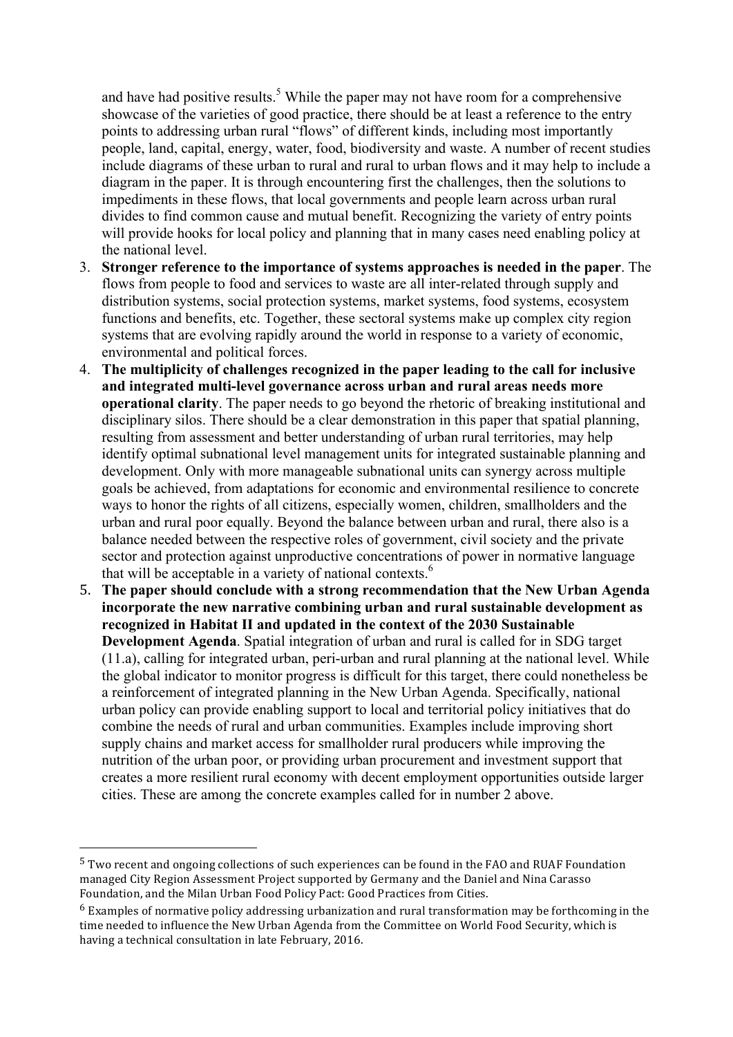and have had positive results.[5] While the paper may not have room for a comprehensive showcase of the varieties of good practice, there should be at least a reference to the entry points to addressing urban rural "flows" of different kinds, including most importantly people, land, capital, energy, water, food, biodiversity and waste. A number of recent studies include diagrams of these urban to rural and rural to urban flows and it may help to include a diagram in the paper. It is through encountering first the challenges, then the solutions to impediments in these flows, that local governments and people learn across urban rural divides to find common cause and mutual benefit. Recognizing the variety of entry points will provide hooks for local policy and planning that in many cases need enabling policy at the national level.

3. **Stronger reference to the importance of systems approaches is needed in the paper**. The flows from people to food and services to waste are all inter-related through supply and distribution systems, social protection systems, market systems, food systems, ecosystem functions and benefits, etc. Together, these sectoral systems make up complex city region systems that are evolving rapidly around the world in response to a variety of economic, environmental and political forces.
4. **The multiplicity of challenges recognized in the paper leading to the call for inclusive and integrated multi-level governance across urban and rural areas needs more operational clarity**. The paper needs to go beyond the rhetoric of breaking institutional and disciplinary silos. There should be a clear demonstration in this paper that spatial planning, resulting from assessment and better understanding of urban rural territories, may help identify optimal subnational level management units for integrated sustainable planning and development. Only with more manageable subnational units can synergy across multiple goals be achieved, from adaptations for economic and environmental resilience to concrete ways to honor the rights of all citizens, especially women, children, smallholders and the urban and rural poor equally. Beyond the balance between urban and rural, there also is a balance needed between the respective roles of government, civil society and the private sector and protection against unproductive concentrations of power in normative language that will be acceptable in a variety of national contexts.[6]
5. **The paper should conclude with a strong recommendation that the New Urban Agenda incorporate the new narrative combining urban and rural sustainable development as recognized in Habitat II and updated in the context of the 2030 Sustainable Development Agenda**. Spatial integration of urban and rural is called for in SDG target (11.a), calling for integrated urban, peri-urban and rural planning at the national level. While the global indicator to monitor progress is difficult for this target, there could nonetheless be a reinforcement of integrated planning in the New Urban Agenda. Specifically, national urban policy can provide enabling support to local and territorial policy initiatives that do combine the needs of rural and urban communities. Examples include improving short supply chains and market access for smallholder rural producers while improving the nutrition of the urban poor, or providing urban procurement and investment support that creates a more resilient rural economy with decent employment opportunities outside larger cities. These are among the concrete examples called for in number 2 above.

[5] Two recent and ongoing collections of such experiences can be found in the FAO and RUAF Foundation managed City Region Assessment Project supported by Germany and the Daniel and Nina Carasso Foundation, and the Milan Urban Food Policy Pact: Good Practices from Cities.

[6] Examples of normative policy addressing urbanization and rural transformation may be forthcoming in the time needed to influence the New Urban Agenda from the Committee on World Food Security, which is having a technical consultation in late February, 2016.